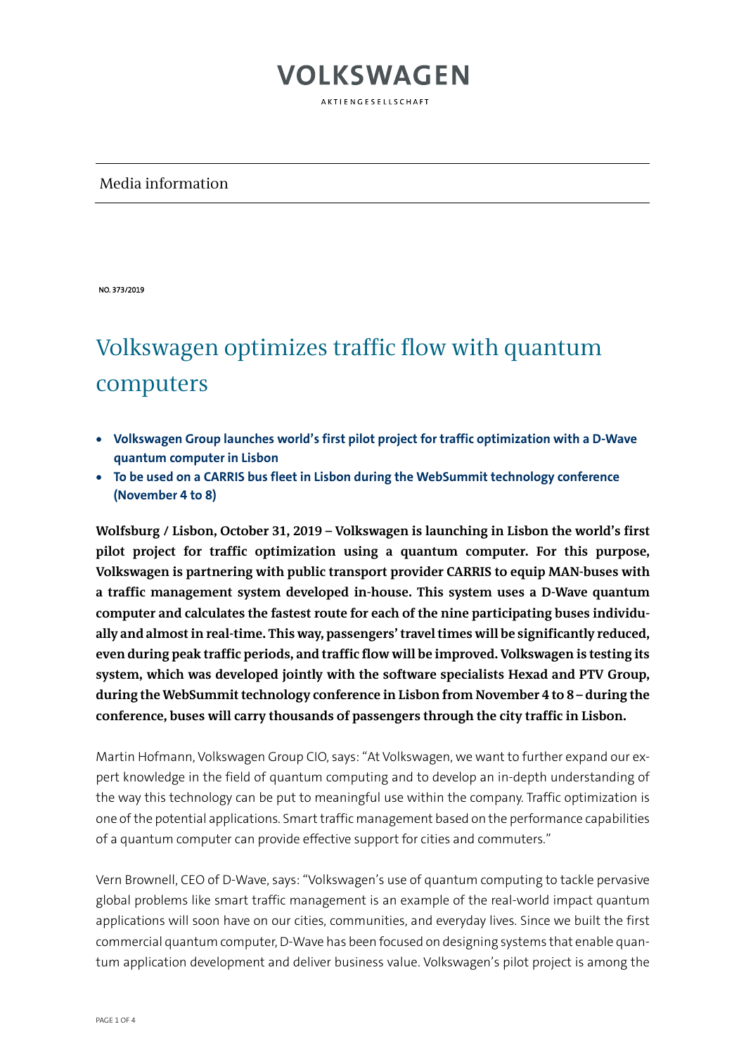# VOLKSWAGEN

AKTIENGESELLSCHAFT

Media information

NO. 373/2019

## Volkswagen optimizes traffic flow with quantum computers

- **Volkswagen Group launches world's first pilot project for traffic optimization with a D-Wave quantum computer in Lisbon**
- **To be used on a CARRIS bus fleet in Lisbon during the WebSummit technology conference (November 4 to 8)**

**Wolfsburg / Lisbon, October 31, 2019 – Volkswagen is launching in Lisbon the world's first pilot project for traffic optimization using a quantum computer. For this purpose, Volkswagen is partnering with public transport provider CARRIS to equip MAN-buses with a traffic management system developed in-house. This system uses a D-Wave quantum computer and calculates the fastest route for each of the nine participating buses individually and almost in real-time. This way, passengers' travel times will be significantly reduced, even during peak traffic periods, and traffic flow will be improved. Volkswagen is testing its system, which was developed jointly with the software specialists Hexad and PTV Group, during the WebSummit technology conference in Lisbon from November 4 to 8 – during the conference, buses will carry thousands of passengers through the city traffic in Lisbon.**

Martin Hofmann, Volkswagen Group CIO, says: "At Volkswagen, we want to further expand our expert knowledge in the field of quantum computing and to develop an in-depth understanding of the way this technology can be put to meaningful use within the company. Traffic optimization is one of the potential applications. Smart traffic management based on the performance capabilities of a quantum computer can provide effective support for cities and commuters."

Vern Brownell, CEO of D-Wave, says: "Volkswagen's use of quantum computing to tackle pervasive global problems like smart traffic management is an example of the real-world impact quantum applications will soon have on our cities, communities, and everyday lives. Since we built the first commercial quantum computer, D-Wave has been focused on designing systems that enable quantum application development and deliver business value. Volkswagen's pilot project is among the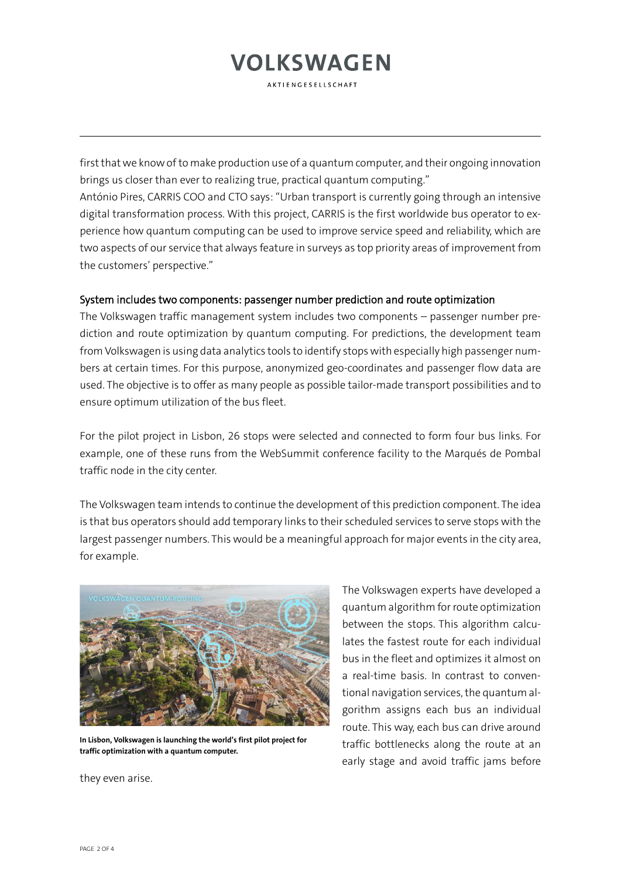first that we know of to make production use of a quantum computer, and their ongoing innovation brings us closer than ever to realizing true, practical quantum computing."

António Pires, CARRIS COO and CTO says: "Urban transport is currently going through an intensive digital transformation process. With this project, CARRIS is the first worldwide bus operator to experience how quantum computing can be used to improve service speed and reliability, which are two aspects of our service that always feature in surveys as top priority areas of improvement from the customers' perspective."

## System includes two components: passenger number prediction and route optimization

The Volkswagen traffic management system includes two components – passenger number prediction and route optimization by quantum computing. For predictions, the development team from Volkswagen is using data analytics tools to identify stops with especially high passenger numbers at certain times. For this purpose, anonymized geo-coordinates and passenger flow data are used. The objective is to offer as many people as possible tailor-made transport possibilities and to ensure optimum utilization of the bus fleet.

For the pilot project in Lisbon, 26 stops were selected and connected to form four bus links. For example, one of these runs from the WebSummit conference facility to the Marqués de Pombal traffic node in the city center.

The Volkswagen team intends to continue the development of this prediction component. The idea is that bus operators should add temporary links to their scheduled services to serve stops with the largest passenger numbers. This would be a meaningful approach for major events in the city area, for example.

**In Lisbon, Volkswagen is launching the world's first pilot project for traffic optimization with a quantum computer.**

The Volkswagen experts have developed a quantum algorithm for route optimization between the stops. This algorithm calculates the fastest route for each individual bus in the fleet and optimizes it almost on a real-time basis. In contrast to conventional navigation services, the quantum algorithm assigns each bus an individual route. This way, each bus can drive around traffic bottlenecks along the route at an early stage and avoid traffic jams before they even arise.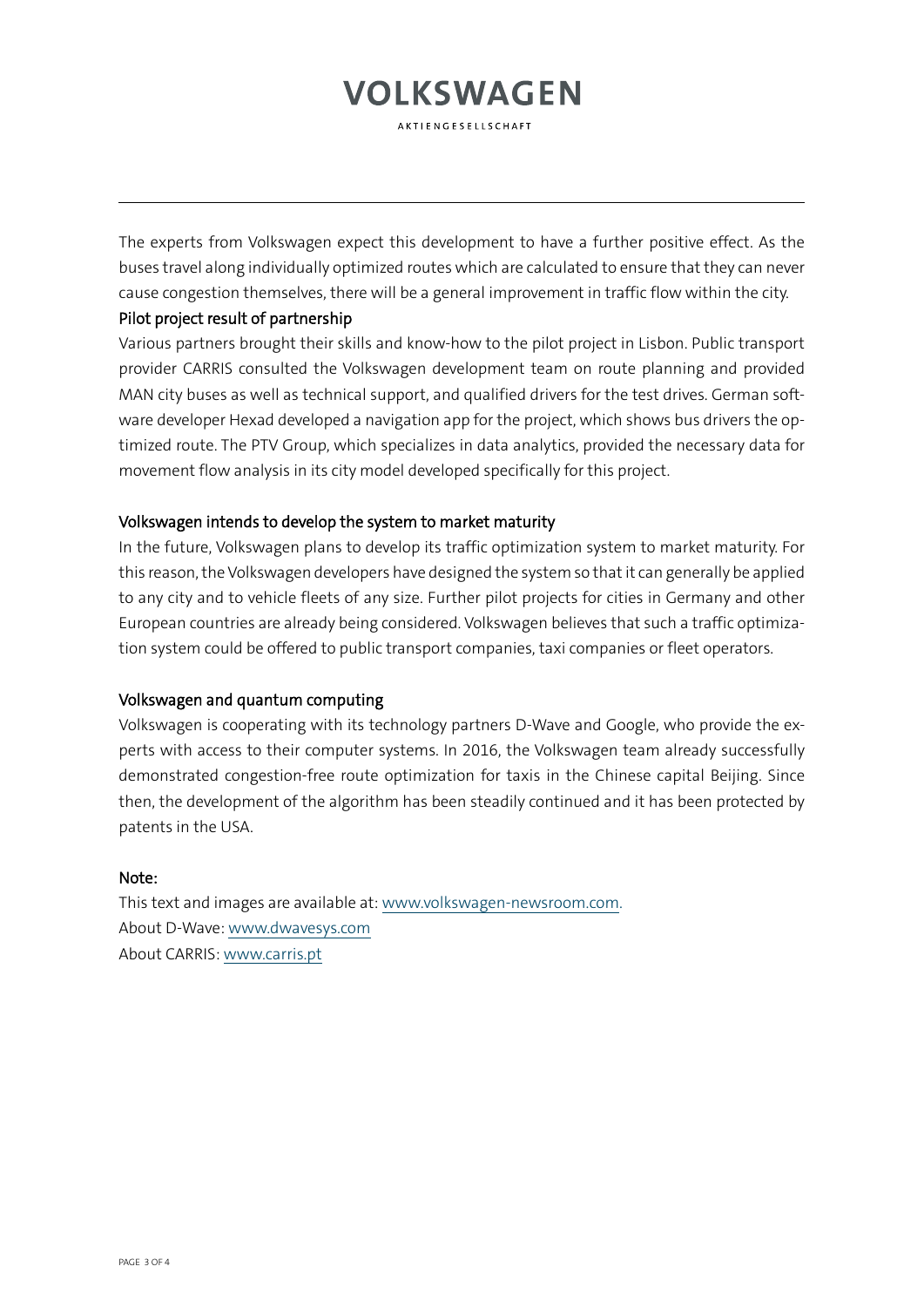The experts from Volkswagen expect this development to have a further positive effect. As the buses travel along individually optimized routes which are calculated to ensure that they can never cause congestion themselves, there will be a general improvement in traffic flow within the city.

### Pilot project result of partnership

Various partners brought their skills and know-how to the pilot project in Lisbon. Public transport provider CARRIS consulted the Volkswagen development team on route planning and provided MAN city buses as well as technical support, and qualified drivers for the test drives. German software developer Hexad developed a navigation app for the project, which shows bus drivers the optimized route. The PTV Group, which specializes in data analytics, provided the necessary data for movement flow analysis in its city model developed specifically for this project.

### Volkswagen intends to develop the system to market maturity

In the future, Volkswagen plans to develop its traffic optimization system to market maturity. For this reason, the Volkswagen developers have designed the system so that it can generally be applied to any city and to vehicle fleets of any size. Further pilot projects for cities in Germany and other European countries are already being considered. Volkswagen believes that such a traffic optimization system could be offered to public transport companies, taxi companies or fleet operators.

### Volkswagen and quantum computing

Volkswagen is cooperating with its technology partners D-Wave and Google, who provide the experts with access to their computer systems. In 2016, the Volkswagen team already successfully demonstrated congestion-free route optimization for taxis in the Chinese capital Beijing. Since then, the development of the algorithm has been steadily continued and it has been protected by patents in the USA.

### Note:

This text and images are available at: www.volkswagen-newsroom.com.
About D-Wave: www.dwavesys.com
About CARRIS: www.carris.pt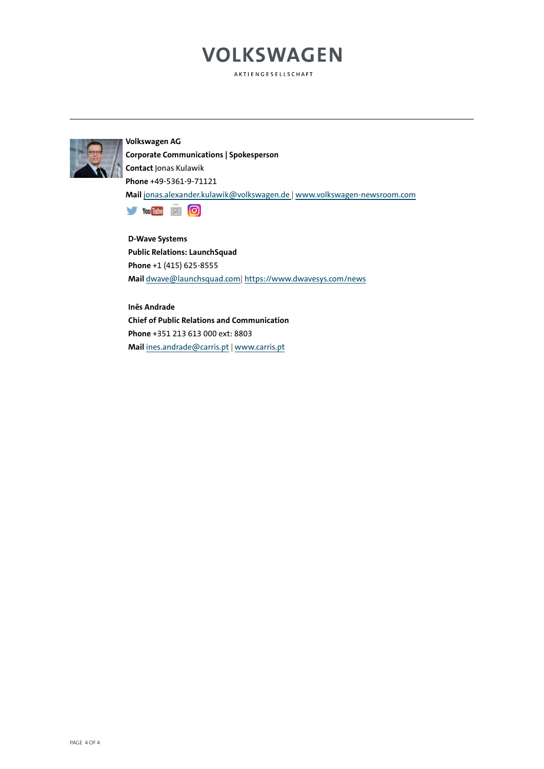**Volkswagen AG**
**Corporate Communications | Spokesperson**
**Contact** Jonas Kulawik
**Phone** +49-5361-9-71121
**Mail** jonas.alexander.kulawik@volkswagen.de | www.volkswagen-newsroom.com

**D-Wave Systems**
**Public Relations: LaunchSquad**
**Phone** +1 (415) 625-8555
**Mail** dwave@launchsquad.com| https://www.dwavesys.com/news

**Inês Andrade**
**Chief of Public Relations and Communication**
**Phone** +351 213 613 000 ext: 8803
**Mail** ines.andrade@carris.pt | www.carris.pt